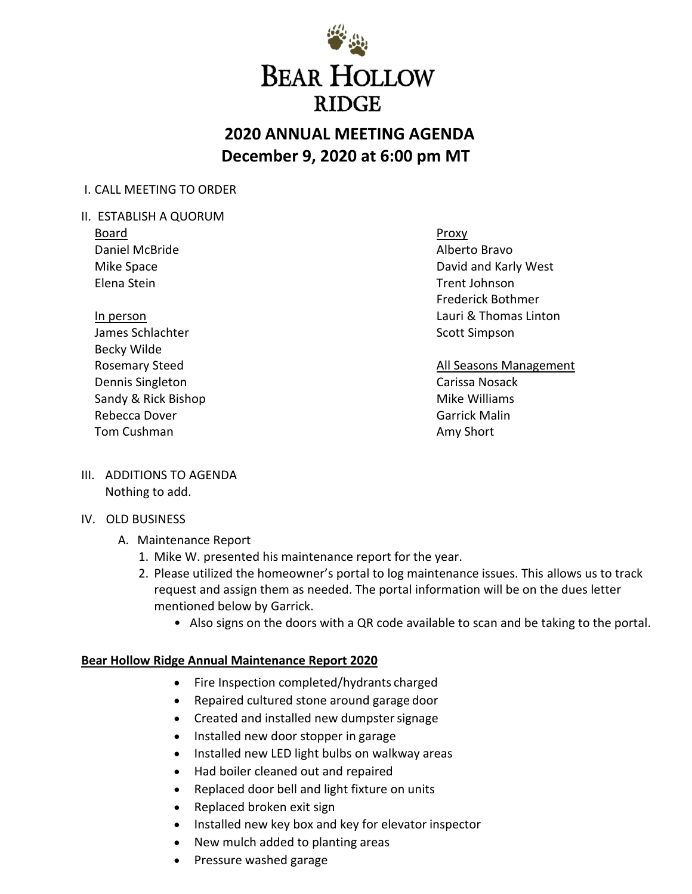# BEAR HOLLOW RIDGE

## 2020 ANNUAL MEETING AGENDA
## December 9, 2020 at 6:00 pm MT

I. CALL MEETING TO ORDER

II. ESTABLISH A QUORUM

Board
Daniel McBride
Mike Space
Elena Stein

In person
James Schlachter
Becky Wilde
Rosemary Steed
Dennis Singleton
Sandy & Rick Bishop
Rebecca Dover
Tom Cushman

Proxy
Alberto Bravo
David and Karly West
Trent Johnson
Frederick Bothmer
Lauri & Thomas Linton
Scott Simpson

All Seasons Management
Carissa Nosack
Mike Williams
Garrick Malin
Amy Short

III. ADDITIONS TO AGENDA
Nothing to add.

IV. OLD BUSINESS

A. Maintenance Report
1. Mike W. presented his maintenance report for the year.
2. Please utilized the homeowner's portal to log maintenance issues. This allows us to track request and assign them as needed. The portal information will be on the dues letter mentioned below by Garrick.
    - Also signs on the doors with a QR code available to scan and be taking to the portal.

**Bear Hollow Ridge Annual Maintenance Report 2020**

- Fire Inspection completed/hydrants charged
- Repaired cultured stone around garage door
- Created and installed new dumpster signage
- Installed new door stopper in garage
- Installed new LED light bulbs on walkway areas
- Had boiler cleaned out and repaired
- Replaced door bell and light fixture on units
- Replaced broken exit sign
- Installed new key box and key for elevator inspector
- New mulch added to planting areas
- Pressure washed garage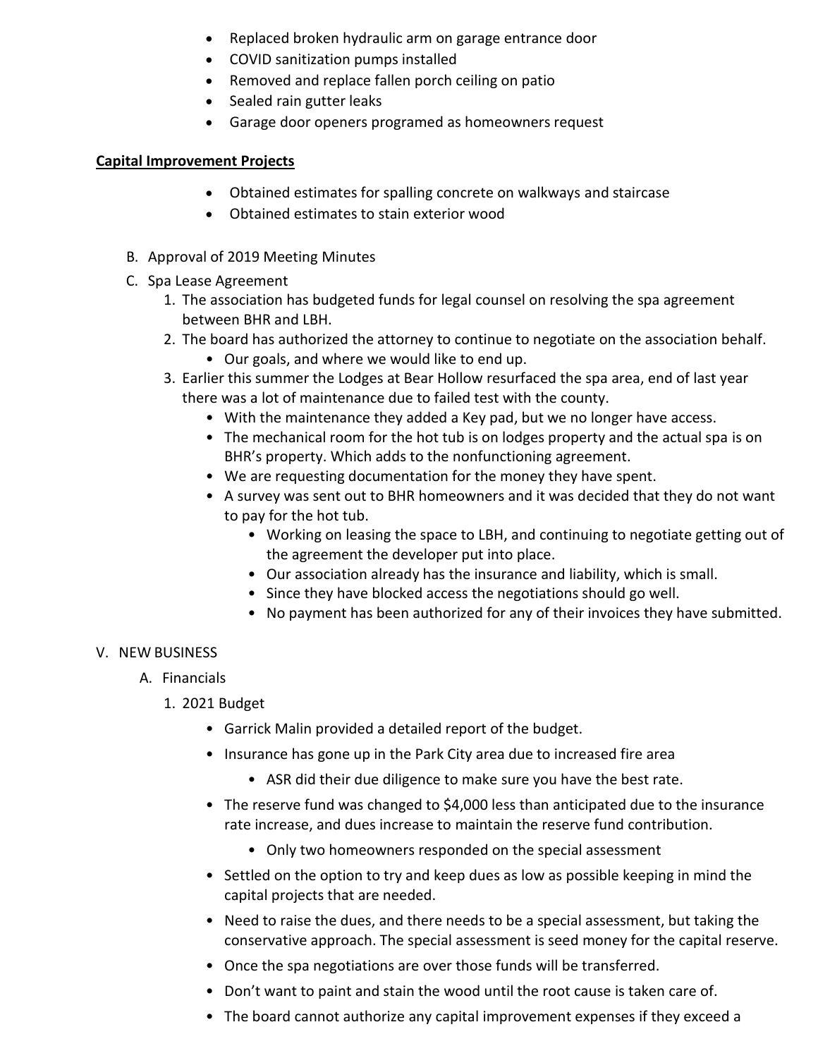- Replaced broken hydraulic arm on garage entrance door
- COVID sanitization pumps installed
- Removed and replace fallen porch ceiling on patio
- Sealed rain gutter leaks
- Garage door openers programed as homeowners request

**Capital Improvement Projects**

- Obtained estimates for spalling concrete on walkways and staircase
- Obtained estimates to stain exterior wood

B. Approval of 2019 Meeting Minutes

C. Spa Lease Agreement

1. The association has budgeted funds for legal counsel on resolving the spa agreement between BHR and LBH.
2. The board has authorized the attorney to continue to negotiate on the association behalf.
   - Our goals, and where we would like to end up.
3. Earlier this summer the Lodges at Bear Hollow resurfaced the spa area, end of last year there was a lot of maintenance due to failed test with the county.
   - With the maintenance they added a Key pad, but we no longer have access.
   - The mechanical room for the hot tub is on lodges property and the actual spa is on BHR's property. Which adds to the nonfunctioning agreement.
   - We are requesting documentation for the money they have spent.
   - A survey was sent out to BHR homeowners and it was decided that they do not want to pay for the hot tub.
     - Working on leasing the space to LBH, and continuing to negotiate getting out of the agreement the developer put into place.
     - Our association already has the insurance and liability, which is small.
     - Since they have blocked access the negotiations should go well.
     - No payment has been authorized for any of their invoices they have submitted.

V. NEW BUSINESS

A. Financials

1. 2021 Budget
   - Garrick Malin provided a detailed report of the budget.
   - Insurance has gone up in the Park City area due to increased fire area
     - ASR did their due diligence to make sure you have the best rate.
   - The reserve fund was changed to $4,000 less than anticipated due to the insurance rate increase, and dues increase to maintain the reserve fund contribution.
     - Only two homeowners responded on the special assessment
   - Settled on the option to try and keep dues as low as possible keeping in mind the capital projects that are needed.
   - Need to raise the dues, and there needs to be a special assessment, but taking the conservative approach. The special assessment is seed money for the capital reserve.
   - Once the spa negotiations are over those funds will be transferred.
   - Don't want to paint and stain the wood until the root cause is taken care of.
   - The board cannot authorize any capital improvement expenses if they exceed a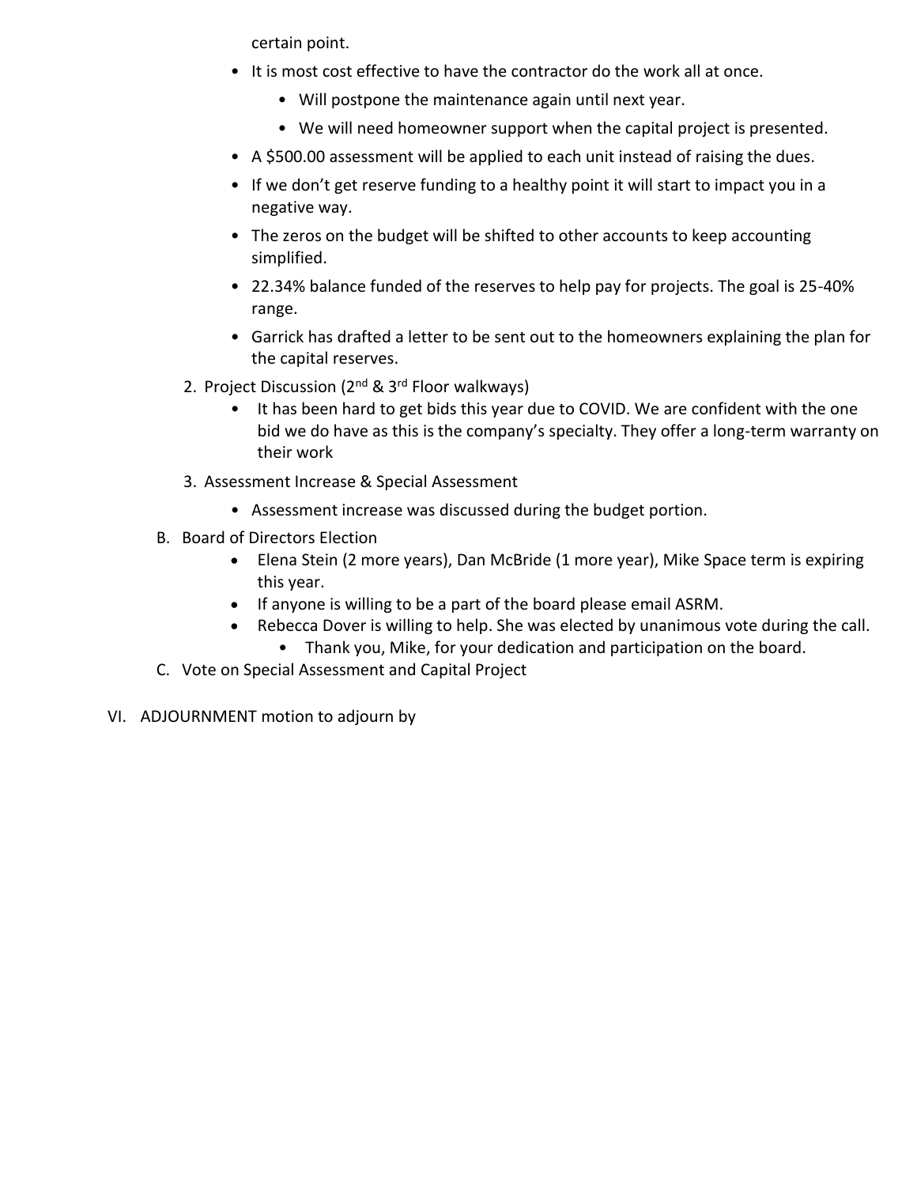certain point.

- It is most cost effective to have the contractor do the work all at once.
    - Will postpone the maintenance again until next year.
    - We will need homeowner support when the capital project is presented.
- A $500.00 assessment will be applied to each unit instead of raising the dues.
- If we don't get reserve funding to a healthy point it will start to impact you in a negative way.
- The zeros on the budget will be shifted to other accounts to keep accounting simplified.
- 22.34% balance funded of the reserves to help pay for projects. The goal is 25-40% range.
- Garrick has drafted a letter to be sent out to the homeowners explaining the plan for the capital reserves.

2. Project Discussion (2nd & 3rd Floor walkways)
    - It has been hard to get bids this year due to COVID. We are confident with the one bid we do have as this is the company's specialty. They offer a long-term warranty on their work

3. Assessment Increase & Special Assessment
    - Assessment increase was discussed during the budget portion.

B. Board of Directors Election
- Elena Stein (2 more years), Dan McBride (1 more year), Mike Space term is expiring this year.
- If anyone is willing to be a part of the board please email ASRM.
- Rebecca Dover is willing to help. She was elected by unanimous vote during the call.
    - Thank you, Mike, for your dedication and participation on the board.

C. Vote on Special Assessment and Capital Project

VI. ADJOURNMENT motion to adjourn by